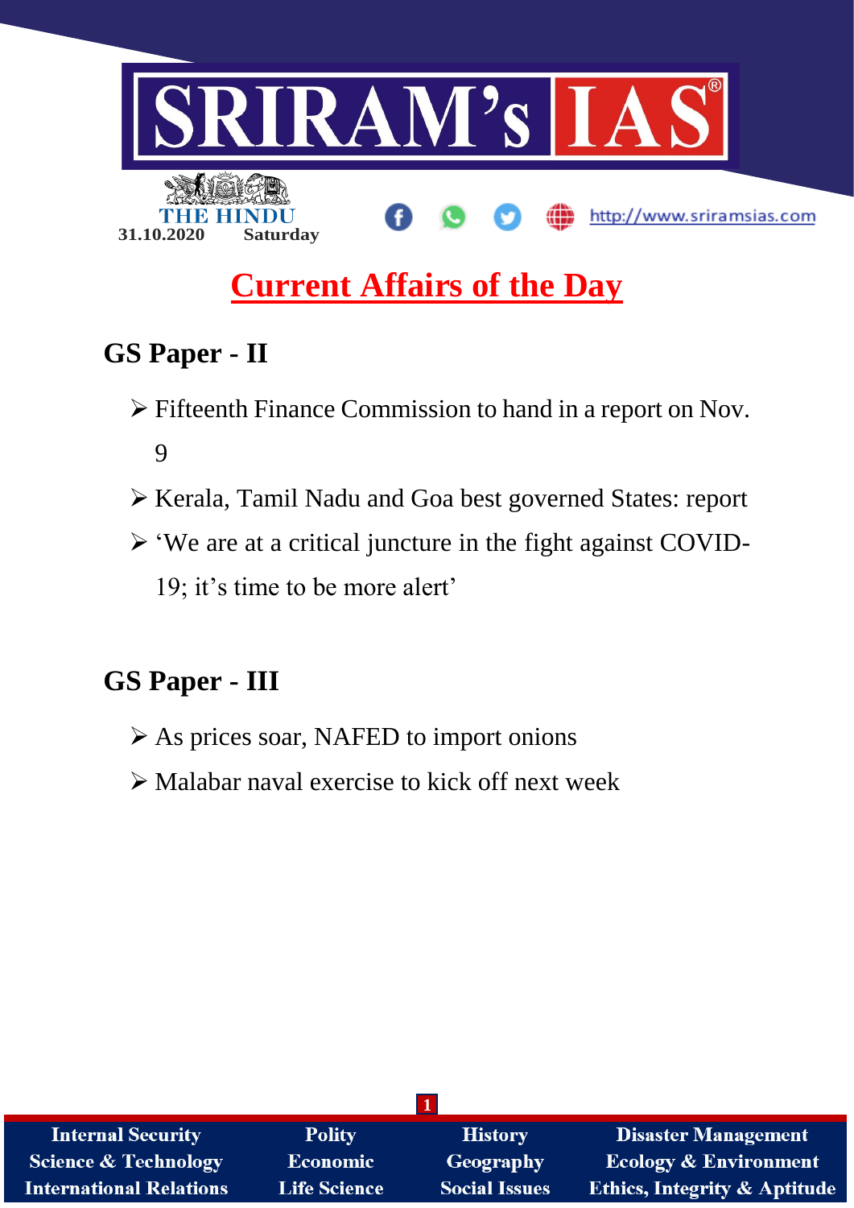SRIRAM's IAS

THE HINDU

31.10.2020 Saturday

http://www.sriramsias.com

# Current Affairs of the Day

## GS Paper - II

- Fifteenth Finance Commission to hand in a report on Nov. 9
- Kerala, Tamil Nadu and Goa best governed States: report
- 'We are at a critical juncture in the fight against COVID-19; it's time to be more alert'

## GS Paper - III

- As prices soar, NAFED to import onions
- Malabar naval exercise to kick off next week

| Internal Security | Polity | History | Disaster Management |
| --- | --- | --- | --- |
| Science & Technology | Economic | Geography | Ecology & Environment |
| International Relations | Life Science | Social Issues | Ethics, Integrity & Aptitude |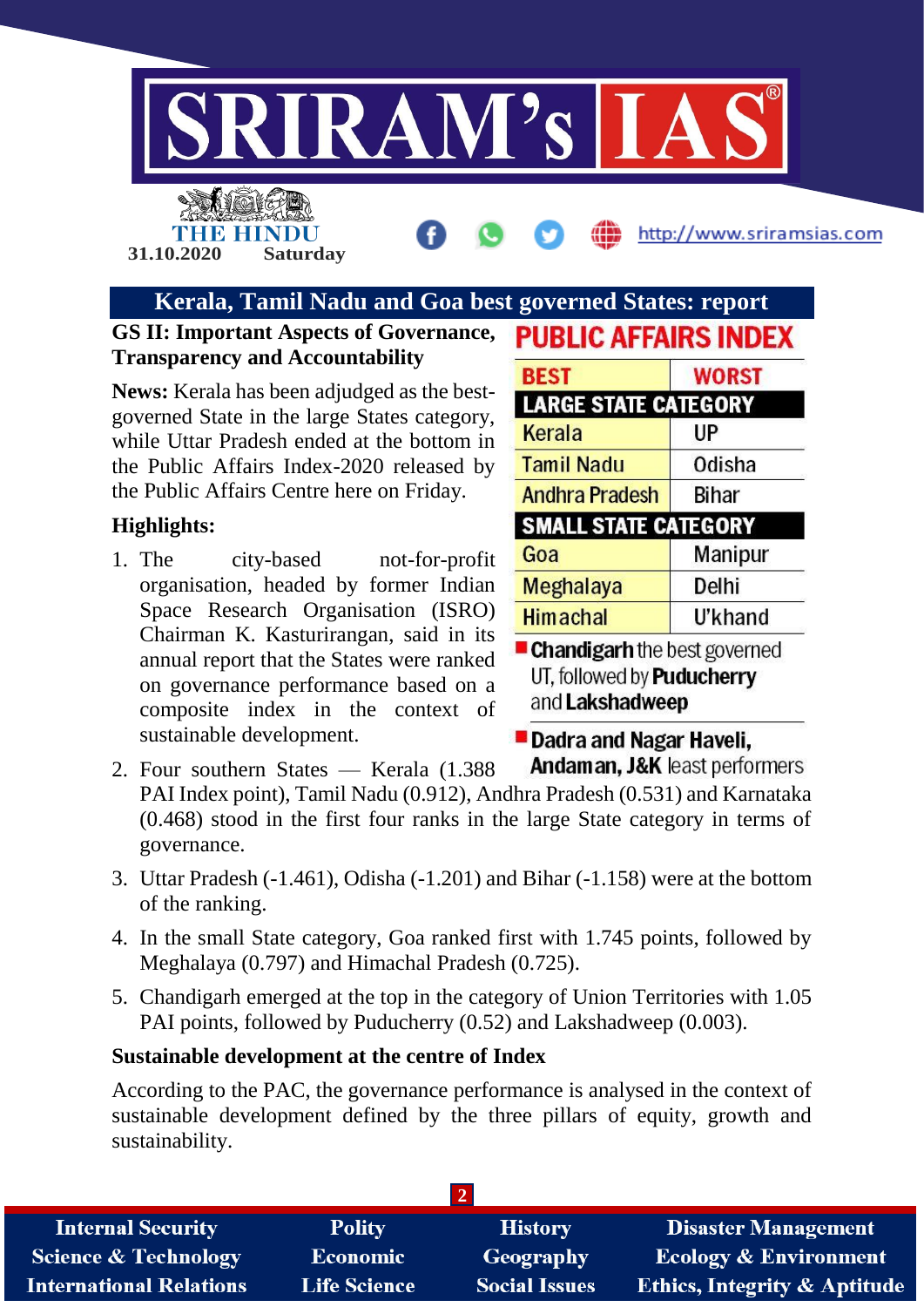## Kerala, Tamil Nadu and Goa best governed States: report

**GS II: Important Aspects of Governance, Transparency and Accountability**

**News:** Kerala has been adjudged as the best-governed State in the large States category, while Uttar Pradesh ended at the bottom in the Public Affairs Index-2020 released by the Public Affairs Centre here on Friday.

**PUBLIC AFFAIRS INDEX**

| BEST | WORST |
|---|---|
| **LARGE STATE CATEGORY** | |
| Kerala | UP |
| Tamil Nadu | Odisha |
| Andhra Pradesh | Bihar |
| **SMALL STATE CATEGORY** | |
| Goa | Manipur |
| Meghalaya | Delhi |
| Himachal | U'khand |

- **Chandigarh** the best governed UT, followed by **Puducherry** and **Lakshadweep**
- **Dadra and Nagar Haveli, Andaman, J&K** least performers

### Highlights:

1. The city-based not-for-profit organisation, headed by former Indian Space Research Organisation (ISRO) Chairman K. Kasturirangan, said in its annual report that the States were ranked on governance performance based on a composite index in the context of sustainable development.
2. Four southern States — Kerala (1.388 PAI Index point), Tamil Nadu (0.912), Andhra Pradesh (0.531) and Karnataka (0.468) stood in the first four ranks in the large State category in terms of governance.
3. Uttar Pradesh (-1.461), Odisha (-1.201) and Bihar (-1.158) were at the bottom of the ranking.
4. In the small State category, Goa ranked first with 1.745 points, followed by Meghalaya (0.797) and Himachal Pradesh (0.725).
5. Chandigarh emerged at the top in the category of Union Territories with 1.05 PAI points, followed by Puducherry (0.52) and Lakshadweep (0.003).

### Sustainable development at the centre of Index

According to the PAC, the governance performance is analysed in the context of sustainable development defined by the three pillars of equity, growth and sustainability.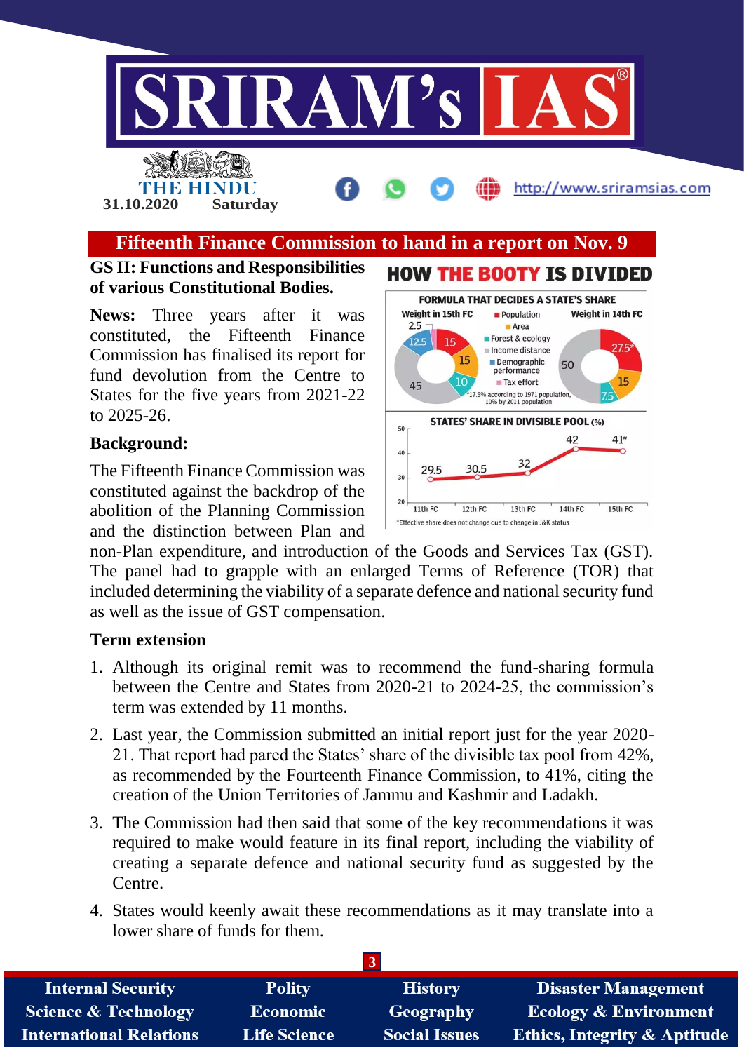# Fifteenth Finance Commission to hand in a report on Nov. 9

**GS II: Functions and Responsibilities of various Constitutional Bodies.**

**News:** Three years after it was constituted, the Fifteenth Finance Commission has finalised its report for fund devolution from the Centre to States for the five years from 2021-22 to 2025-26.

## HOW THE BOOTY IS DIVIDED

**FORMULA THAT DECIDES A STATE'S SHARE**

| Criteria | Weight in 15th FC | Weight in 14th FC |
|---|---|---|
| Population | 15 | 27.5* |
| Area | 15 | 15 |
| Forest & ecology | 10 | 7.5 |
| Income distance | 45 | 50 |
| Demographic performance | 12.5 | |
| Tax effort | 2.5 | |

*17.5% according to 1971 population, 10% by 2011 population

**STATES' SHARE IN DIVISIBLE POOL (%)**

| Finance Commission | Share (%) |
|---|---|
| 11th FC | 29.5 |
| 12th FC | 30.5 |
| 13th FC | 32 |
| 14th FC | 42 |
| 15th FC | 41* |

*Effective share does not change due to change in J&K status

## Background:

The Fifteenth Finance Commission was constituted against the backdrop of the abolition of the Planning Commission and the distinction between Plan and non-Plan expenditure, and introduction of the Goods and Services Tax (GST). The panel had to grapple with an enlarged Terms of Reference (TOR) that included determining the viability of a separate defence and national security fund as well as the issue of GST compensation.

## Term extension

1. Although its original remit was to recommend the fund-sharing formula between the Centre and States from 2020-21 to 2024-25, the commission's term was extended by 11 months.
2. Last year, the Commission submitted an initial report just for the year 2020-21. That report had pared the States' share of the divisible tax pool from 42%, as recommended by the Fourteenth Finance Commission, to 41%, citing the creation of the Union Territories of Jammu and Kashmir and Ladakh.
3. The Commission had then said that some of the key recommendations it was required to make would feature in its final report, including the viability of creating a separate defence and national security fund as suggested by the Centre.
4. States would keenly await these recommendations as it may translate into a lower share of funds for them.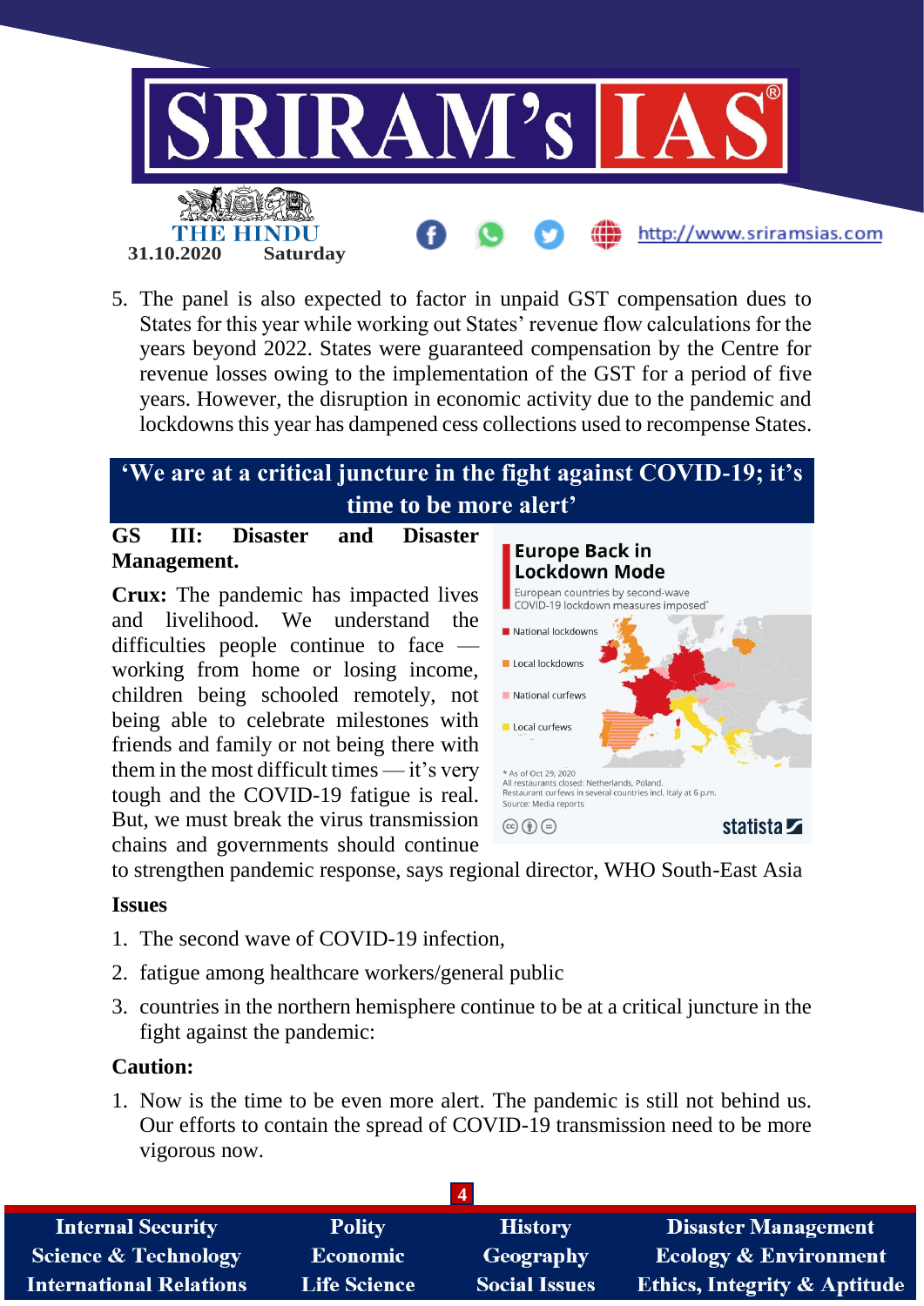5. The panel is also expected to factor in unpaid GST compensation dues to States for this year while working out States' revenue flow calculations for the years beyond 2022. States were guaranteed compensation by the Centre for revenue losses owing to the implementation of the GST for a period of five years. However, the disruption in economic activity due to the pandemic and lockdowns this year has dampened cess collections used to recompense States.

## 'We are at a critical juncture in the fight against COVID-19; it's time to be more alert'

**GS III: Disaster and Disaster Management.**

**Crux:** The pandemic has impacted lives and livelihood. We understand the difficulties people continue to face — working from home or losing income, children being schooled remotely, not being able to celebrate milestones with friends and family or not being there with them in the most difficult times — it's very tough and the COVID-19 fatigue is real. But, we must break the virus transmission chains and governments should continue to strengthen pandemic response, says regional director, WHO South-East Asia

**Europe Back in Lockdown Mode**

European countries by second-wave COVID-19 lockdown measures imposed*

- National lockdowns
- Local lockdowns
- National curfews
- Local curfews

\* As of Oct 29, 2020
All restaurants closed: Netherlands, Poland.
Restaurant curfews in several countries incl. Italy at 6 p.m.
Source: Media reports

statista

### Issues

1. The second wave of COVID-19 infection,
2. fatigue among healthcare workers/general public
3. countries in the northern hemisphere continue to be at a critical juncture in the fight against the pandemic:

### Caution:

1. Now is the time to be even more alert. The pandemic is still not behind us. Our efforts to contain the spread of COVID-19 transmission need to be more vigorous now.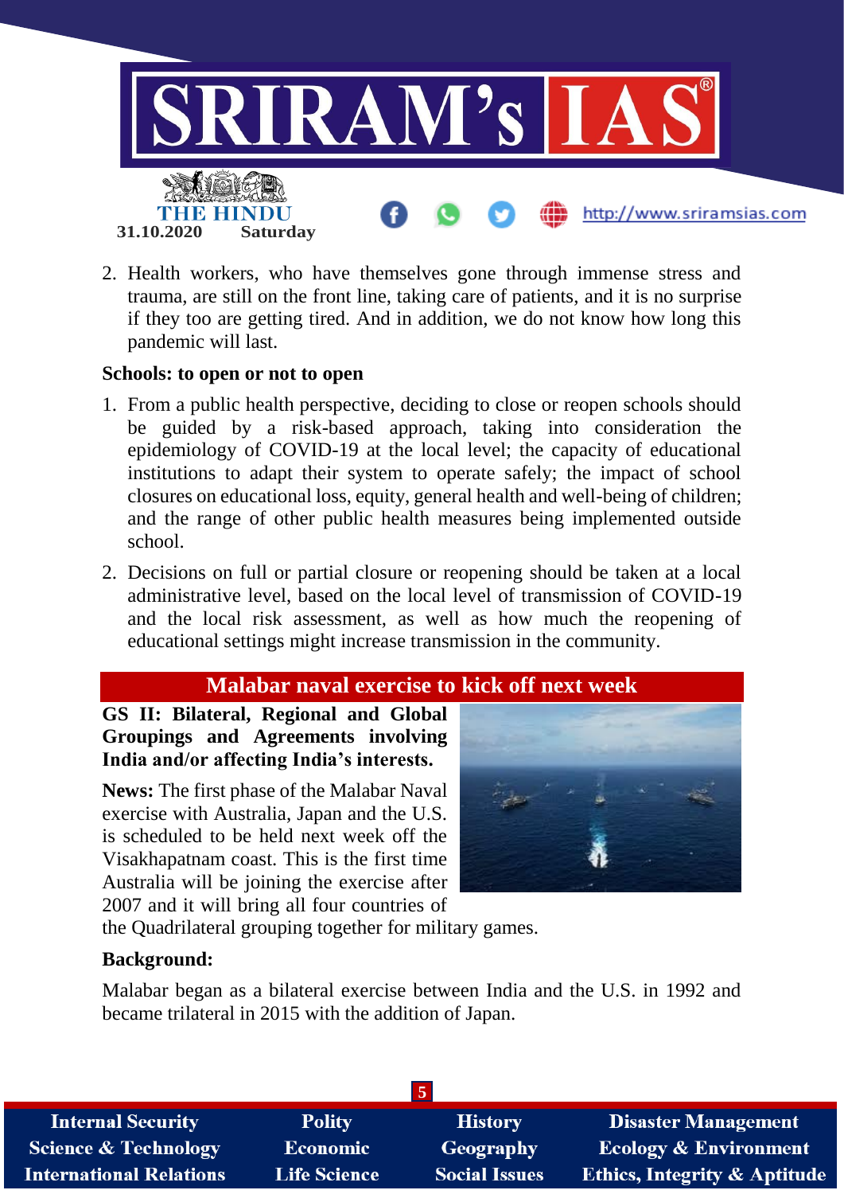2. Health workers, who have themselves gone through immense stress and trauma, are still on the front line, taking care of patients, and it is no surprise if they too are getting tired. And in addition, we do not know how long this pandemic will last.

**Schools: to open or not to open**

1. From a public health perspective, deciding to close or reopen schools should be guided by a risk-based approach, taking into consideration the epidemiology of COVID-19 at the local level; the capacity of educational institutions to adapt their system to operate safely; the impact of school closures on educational loss, equity, general health and well-being of children; and the range of other public health measures being implemented outside school.
2. Decisions on full or partial closure or reopening should be taken at a local administrative level, based on the local level of transmission of COVID-19 and the local risk assessment, as well as how much the reopening of educational settings might increase transmission in the community.

## Malabar naval exercise to kick off next week

**GS II: Bilateral, Regional and Global Groupings and Agreements involving India and/or affecting India's interests.**

**News:** The first phase of the Malabar Naval exercise with Australia, Japan and the U.S. is scheduled to be held next week off the Visakhapatnam coast. This is the first time Australia will be joining the exercise after 2007 and it will bring all four countries of the Quadrilateral grouping together for military games.

**Background:**

Malabar began as a bilateral exercise between India and the U.S. in 1992 and became trilateral in 2015 with the addition of Japan.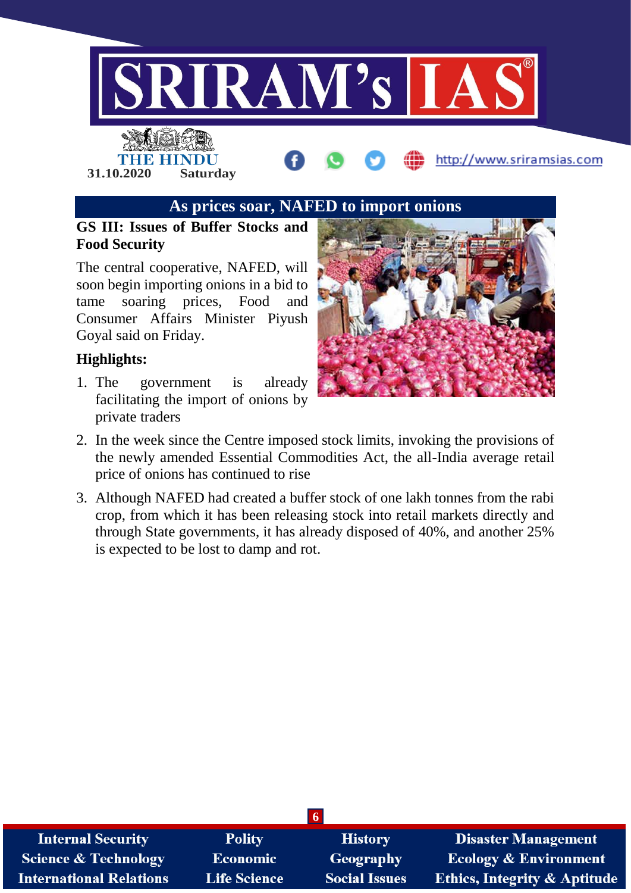# As prices soar, NAFED to import onions

**GS III: Issues of Buffer Stocks and Food Security**

The central cooperative, NAFED, will soon begin importing onions in a bid to tame soaring prices, Food and Consumer Affairs Minister Piyush Goyal said on Friday.

**Highlights:**

1. The government is already facilitating the import of onions by private traders
2. In the week since the Centre imposed stock limits, invoking the provisions of the newly amended Essential Commodities Act, the all-India average retail price of onions has continued to rise
3. Although NAFED had created a buffer stock of one lakh tonnes from the rabi crop, from which it has been releasing stock into retail markets directly and through State governments, it has already disposed of 40%, and another 25% is expected to be lost to damp and rot.